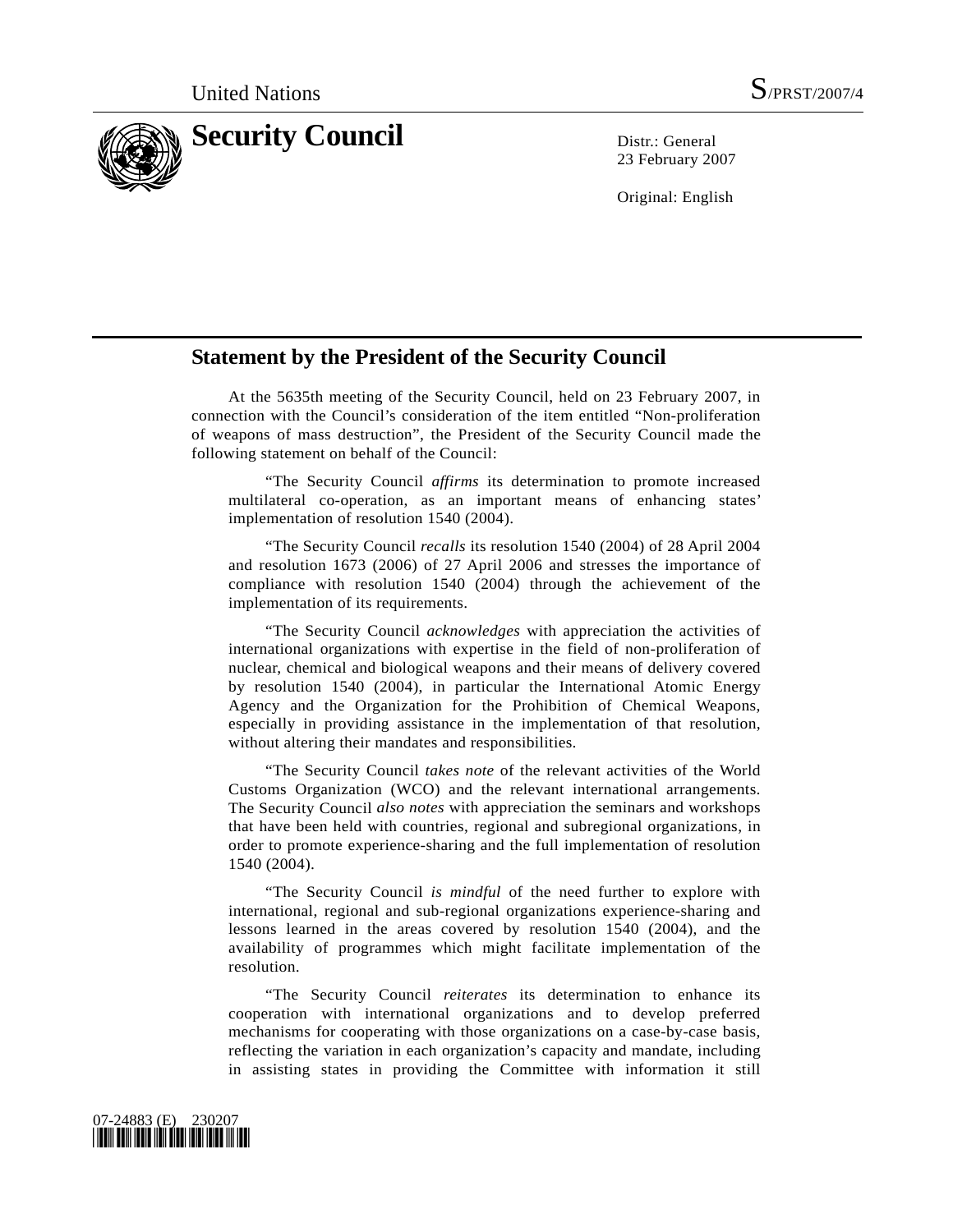United Nations S/PRST/2007/4

# Security Council

Distr.: General
23 February 2007

Original: English

## Statement by the President of the Security Council

At the 5635th meeting of the Security Council, held on 23 February 2007, in connection with the Council's consideration of the item entitled "Non-proliferation of weapons of mass destruction", the President of the Security Council made the following statement on behalf of the Council:

"The Security Council *affirms* its determination to promote increased multilateral co-operation, as an important means of enhancing states' implementation of resolution 1540 (2004).

"The Security Council *recalls* its resolution 1540 (2004) of 28 April 2004 and resolution 1673 (2006) of 27 April 2006 and stresses the importance of compliance with resolution 1540 (2004) through the achievement of the implementation of its requirements.

"The Security Council *acknowledges* with appreciation the activities of international organizations with expertise in the field of non-proliferation of nuclear, chemical and biological weapons and their means of delivery covered by resolution 1540 (2004), in particular the International Atomic Energy Agency and the Organization for the Prohibition of Chemical Weapons, especially in providing assistance in the implementation of that resolution, without altering their mandates and responsibilities.

"The Security Council *takes note* of the relevant activities of the World Customs Organization (WCO) and the relevant international arrangements. The Security Council *also notes* with appreciation the seminars and workshops that have been held with countries, regional and subregional organizations, in order to promote experience-sharing and the full implementation of resolution 1540 (2004).

"The Security Council *is mindful* of the need further to explore with international, regional and sub-regional organizations experience-sharing and lessons learned in the areas covered by resolution 1540 (2004), and the availability of programmes which might facilitate implementation of the resolution.

"The Security Council *reiterates* its determination to enhance its cooperation with international organizations and to develop preferred mechanisms for cooperating with those organizations on a case-by-case basis, reflecting the variation in each organization's capacity and mandate, including in assisting states in providing the Committee with information it still

07-24883 (E) 230207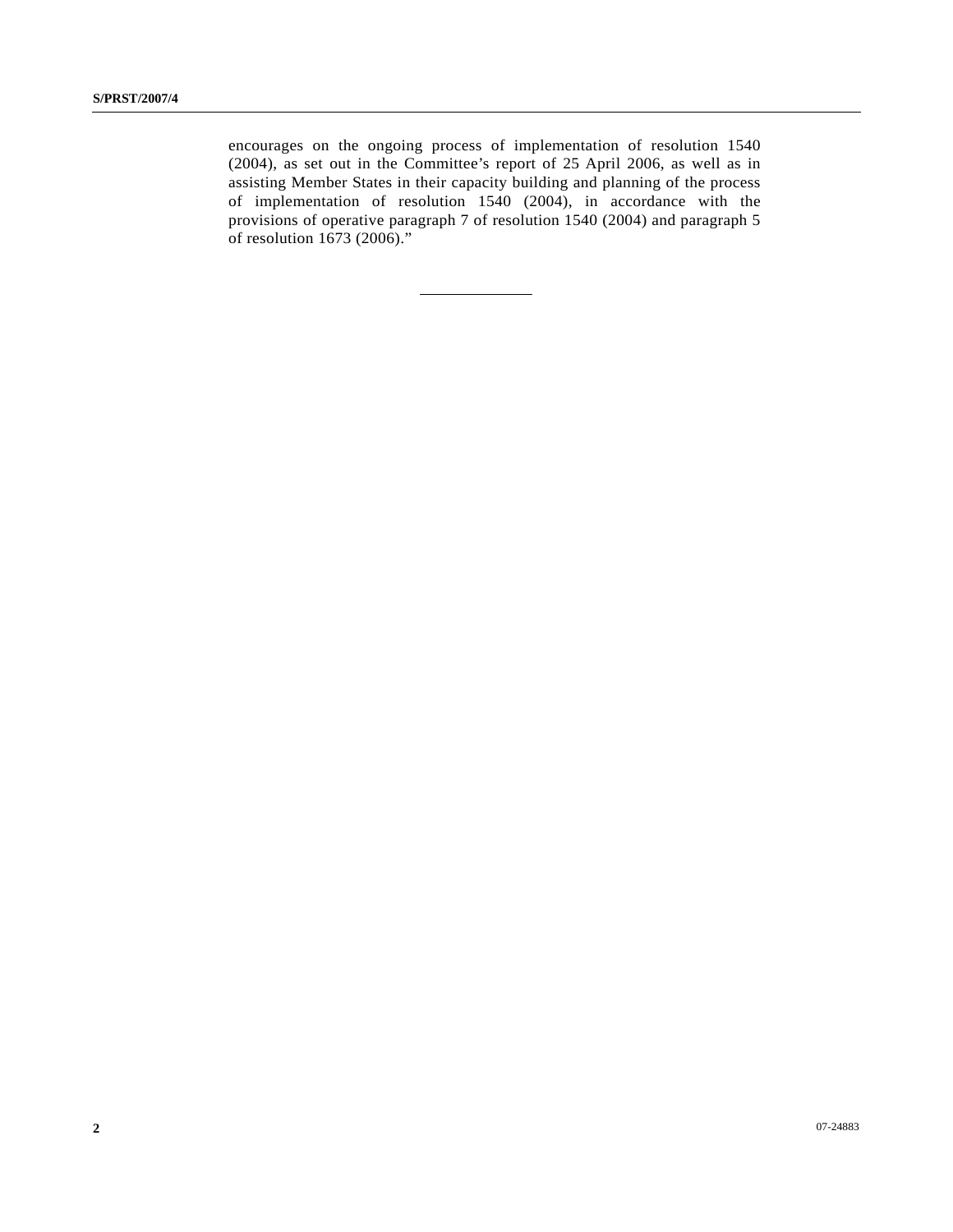encourages on the ongoing process of implementation of resolution 1540 (2004), as set out in the Committee's report of 25 April 2006, as well as in assisting Member States in their capacity building and planning of the process of implementation of resolution 1540 (2004), in accordance with the provisions of operative paragraph 7 of resolution 1540 (2004) and paragraph 5 of resolution 1673 (2006)."